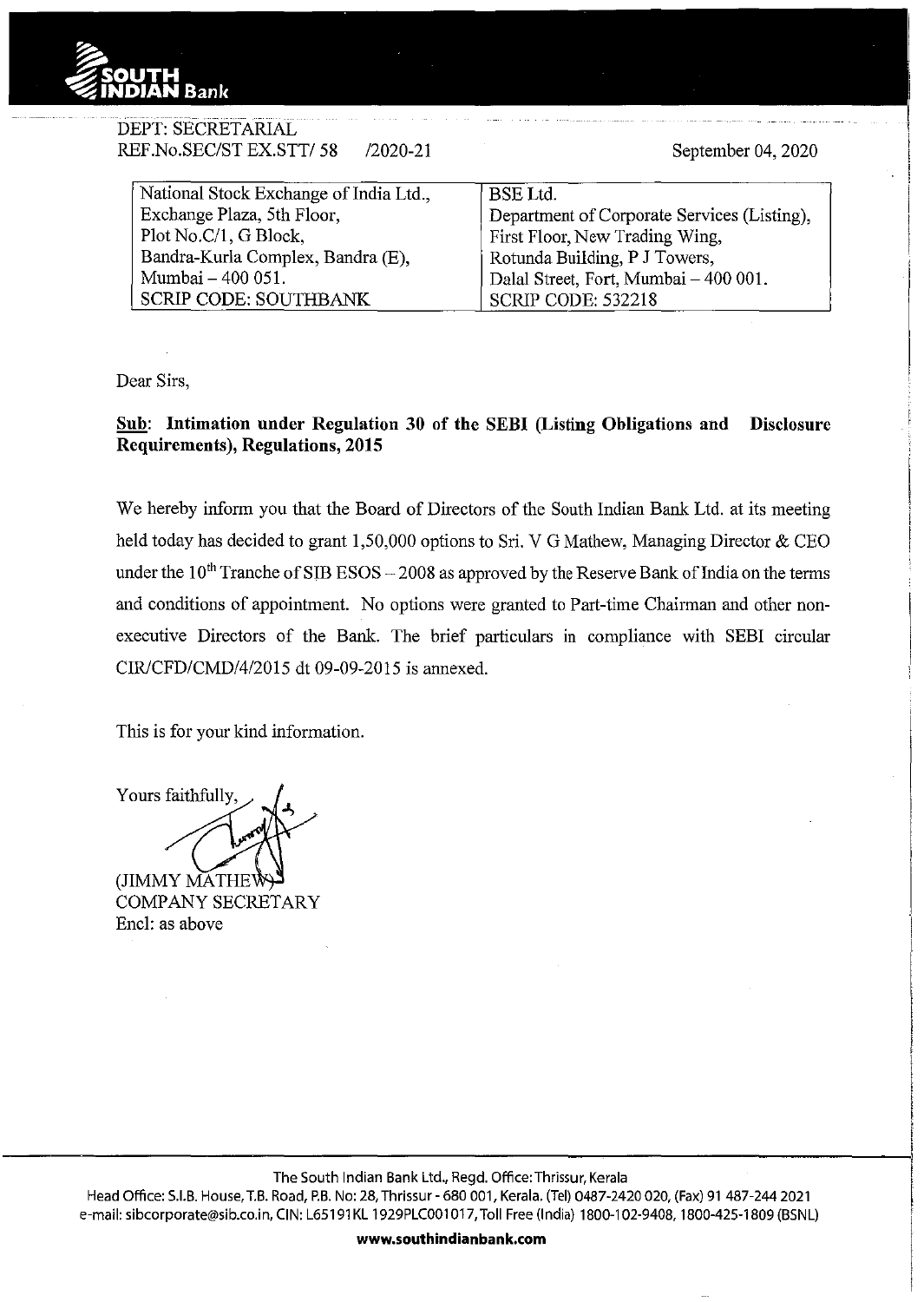DEPT: SECRETARIAL
REF.No.SEC/ST EX.STT/ 58 /2020-21

September 04, 2020

| National Stock Exchange of India Ltd., | BSE Ltd. |
|---|---|
| Exchange Plaza, 5th Floor, | Department of Corporate Services (Listing), |
| Plot No.C/1, G Block, | First Floor, New Trading Wing, |
| Bandra-Kurla Complex, Bandra (E), | Rotunda Building, P J Towers, |
| Mumbai – 400 051. | Dalal Street, Fort, Mumbai – 400 001. |
| SCRIP CODE: SOUTHBANK | SCRIP CODE: 532218 |

Dear Sirs,

**Sub: Intimation under Regulation 30 of the SEBI (Listing Obligations and Disclosure Requirements), Regulations, 2015**

We hereby inform you that the Board of Directors of the South Indian Bank Ltd. at its meeting held today has decided to grant 1,50,000 options to Sri. V G Mathew, Managing Director & CEO under the 10th Tranche of SIB ESOS – 2008 as approved by the Reserve Bank of India on the terms and conditions of appointment. No options were granted to Part-time Chairman and other non-executive Directors of the Bank. The brief particulars in compliance with SEBI circular CIR/CFD/CMD/4/2015 dt 09-09-2015 is annexed.

This is for your kind information.

Yours faithfully,

(JIMMY MATHEW)
COMPANY SECRETARY
Encl: as above

The South Indian Bank Ltd., Regd. Office: Thrissur, Kerala
Head Office: S.I.B. House, T.B. Road, P.B. No: 28, Thrissur - 680 001, Kerala. (Tel) 0487-2420 020, (Fax) 91 487-244 2021
e-mail: sibcorporate@sib.co.in, CIN: L65191KL1929PLC001017, Toll Free (India) 1800-102-9408, 1800-425-1809 (BSNL)
**www.southindianbank.com**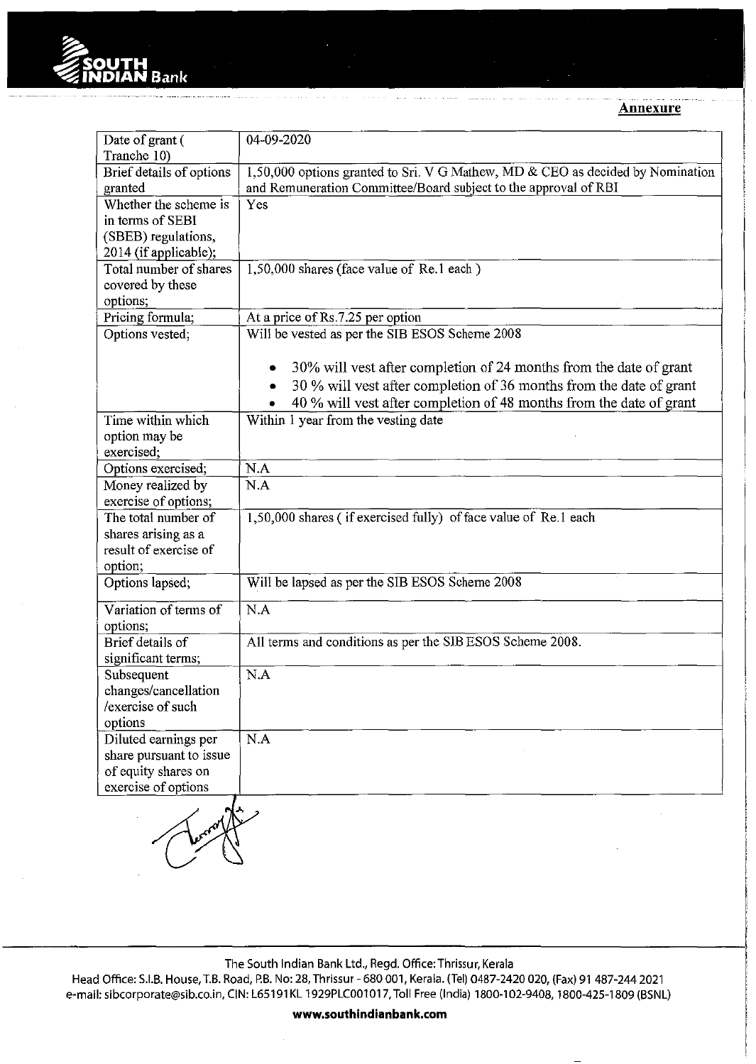**Annexure**

| | |
|---|---|
| Date of grant ( Tranche 10) | 04-09-2020 |
| Brief details of options granted | 1,50,000 options granted to Sri. V G Mathew, MD & CEO as decided by Nomination and Remuneration Committee/Board subject to the approval of RBI |
| Whether the scheme is in terms of SEBI (SBEB) regulations, 2014 (if applicable); | Yes |
| Total number of shares covered by these options; | 1,50,000 shares (face value of Re.1 each ) |
| Pricing formula; | At a price of Rs.7.25 per option |
| Options vested; | Will be vested as per the SIB ESOS Scheme 2008<br>• 30% will vest after completion of 24 months from the date of grant<br>• 30 % will vest after completion of 36 months from the date of grant<br>• 40 % will vest after completion of 48 months from the date of grant |
| Time within which option may be exercised; | Within 1 year from the vesting date |
| Options exercised; | N.A |
| Money realized by exercise of options; | N.A |
| The total number of shares arising as a result of exercise of option; | 1,50,000 shares ( if exercised fully) of face value of Re.1 each |
| Options lapsed; | Will be lapsed as per the SIB ESOS Scheme 2008 |
| Variation of terms of options; | N.A |
| Brief details of significant terms; | All terms and conditions as per the SIB ESOS Scheme 2008. |
| Subsequent changes/cancellation /exercise of such options | N.A |
| Diluted earnings per share pursuant to issue of equity shares on exercise of options | N.A |

The South Indian Bank Ltd., Regd. Office: Thrissur, Kerala
Head Office: S.I.B. House, T.B. Road, P.B. No: 28, Thrissur - 680 001, Kerala. (Tel) 0487-2420 020, (Fax) 91 487-244 2021
e-mail: sibcorporate@sib.co.in, CIN: L65191KL1929PLC001017, Toll Free (India) 1800-102-9408, 1800-425-1809 (BSNL)

**www.southindianbank.com**